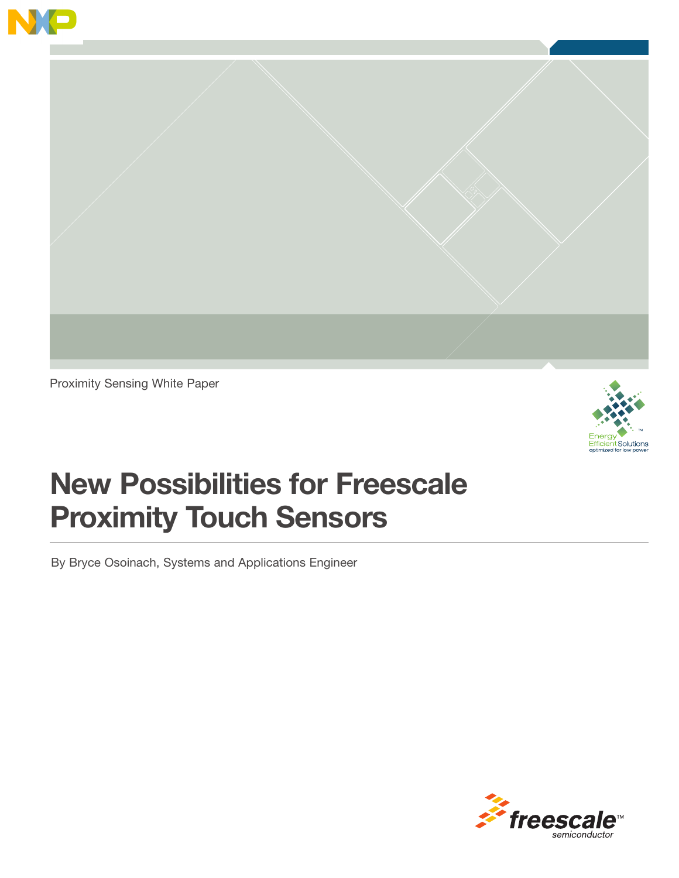Proximity Sensing White Paper

# New Possibilities for Freescale Proximity Touch Sensors

By Bryce Osoinach, Systems and Applications Engineer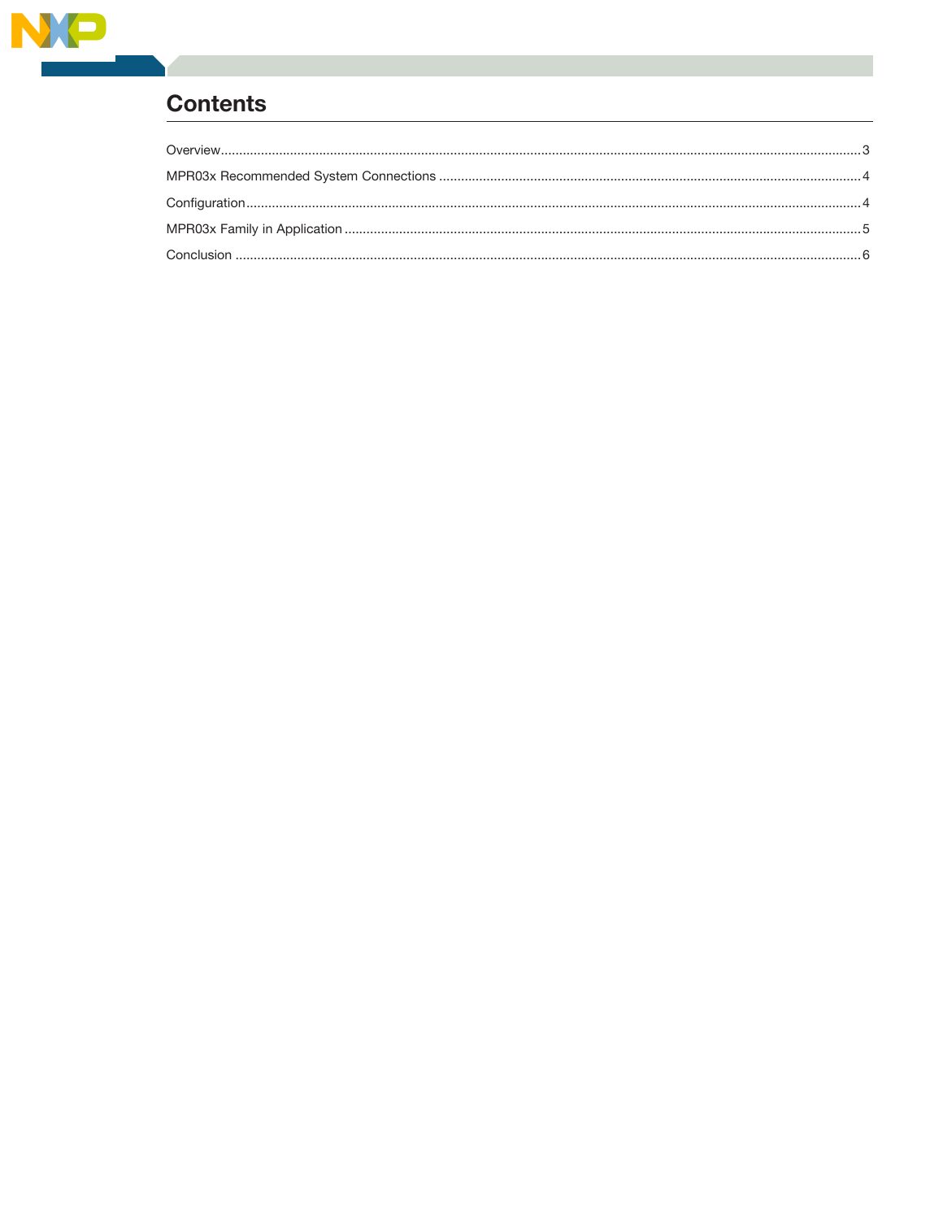## Contents

Overview....................................................................................3

MPR03x Recommended System Connections ................................4

Configuration..............................................................................4

MPR03x Family in Application ....................................................5

Conclusion ..................................................................................6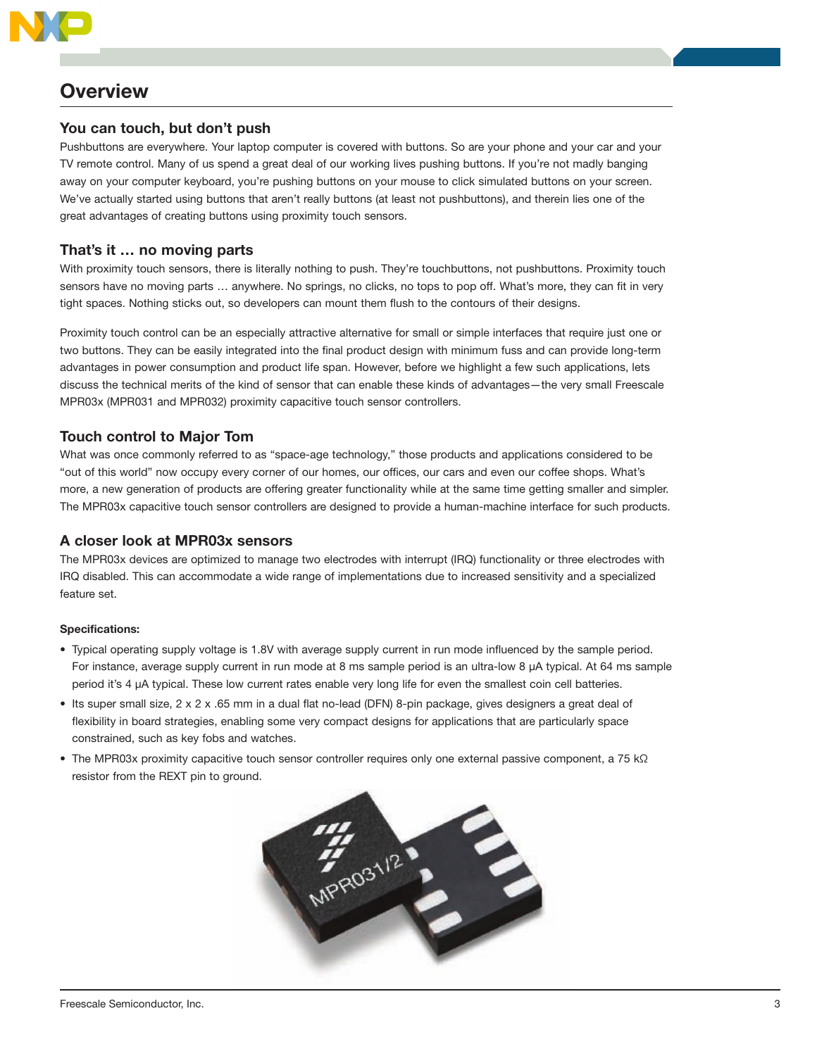# Overview

## You can touch, but don't push

Pushbuttons are everywhere. Your laptop computer is covered with buttons. So are your phone and your car and your TV remote control. Many of us spend a great deal of our working lives pushing buttons. If you're not madly banging away on your computer keyboard, you're pushing buttons on your mouse to click simulated buttons on your screen. We've actually started using buttons that aren't really buttons (at least not pushbuttons), and therein lies one of the great advantages of creating buttons using proximity touch sensors.

## That's it … no moving parts

With proximity touch sensors, there is literally nothing to push. They're touchbuttons, not pushbuttons. Proximity touch sensors have no moving parts … anywhere. No springs, no clicks, no tops to pop off. What's more, they can fit in very tight spaces. Nothing sticks out, so developers can mount them flush to the contours of their designs.

Proximity touch control can be an especially attractive alternative for small or simple interfaces that require just one or two buttons. They can be easily integrated into the final product design with minimum fuss and can provide long-term advantages in power consumption and product life span. However, before we highlight a few such applications, lets discuss the technical merits of the kind of sensor that can enable these kinds of advantages—the very small Freescale MPR03x (MPR031 and MPR032) proximity capacitive touch sensor controllers.

## Touch control to Major Tom

What was once commonly referred to as "space-age technology," those products and applications considered to be "out of this world" now occupy every corner of our homes, our offices, our cars and even our coffee shops. What's more, a new generation of products are offering greater functionality while at the same time getting smaller and simpler. The MPR03x capacitive touch sensor controllers are designed to provide a human-machine interface for such products.

## A closer look at MPR03x sensors

The MPR03x devices are optimized to manage two electrodes with interrupt (IRQ) functionality or three electrodes with IRQ disabled. This can accommodate a wide range of implementations due to increased sensitivity and a specialized feature set.

**Specifications:**

- Typical operating supply voltage is 1.8V with average supply current in run mode influenced by the sample period. For instance, average supply current in run mode at 8 ms sample period is an ultra-low 8 μA typical. At 64 ms sample period it's 4 μA typical. These low current rates enable very long life for even the smallest coin cell batteries.
- Its super small size, 2 x 2 x .65 mm in a dual flat no-lead (DFN) 8-pin package, gives designers a great deal of flexibility in board strategies, enabling some very compact designs for applications that are particularly space constrained, such as key fobs and watches.
- The MPR03x proximity capacitive touch sensor controller requires only one external passive component, a 75 kΩ resistor from the REXT pin to ground.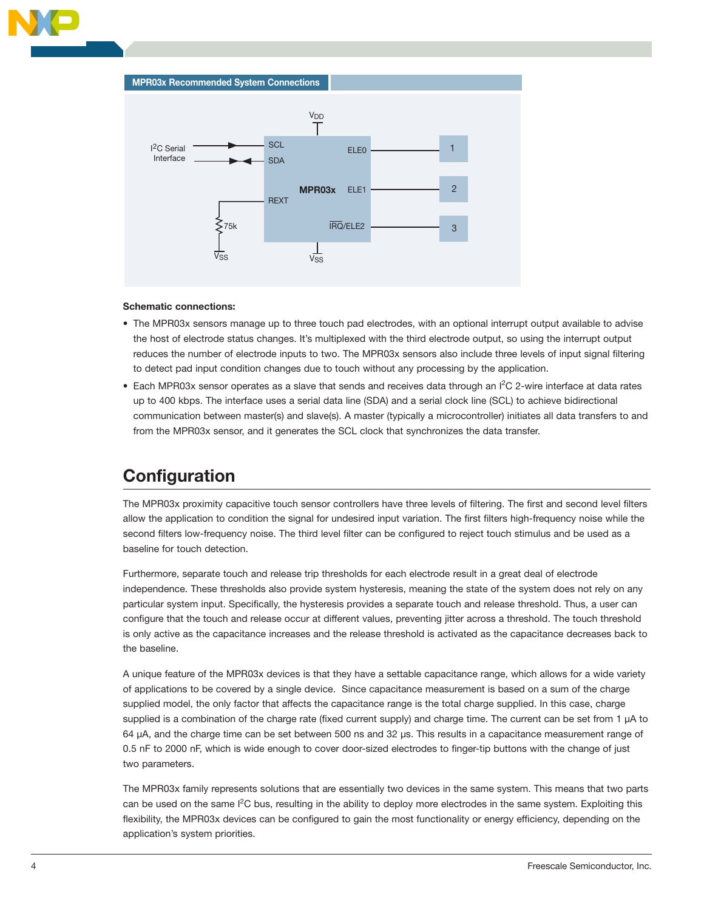**MPR03x Recommended System Connections**

**Schematic connections:**

- The MPR03x sensors manage up to three touch pad electrodes, with an optional interrupt output available to advise the host of electrode status changes. It's multiplexed with the third electrode output, so using the interrupt output reduces the number of electrode inputs to two. The MPR03x sensors also include three levels of input signal filtering to detect pad input condition changes due to touch without any processing by the application.
- Each MPR03x sensor operates as a slave that sends and receives data through an I²C 2-wire interface at data rates up to 400 kbps. The interface uses a serial data line (SDA) and a serial clock line (SCL) to achieve bidirectional communication between master(s) and slave(s). A master (typically a microcontroller) initiates all data transfers to and from the MPR03x sensor, and it generates the SCL clock that synchronizes the data transfer.

## Configuration

The MPR03x proximity capacitive touch sensor controllers have three levels of filtering. The first and second level filters allow the application to condition the signal for undesired input variation. The first filters high-frequency noise while the second filters low-frequency noise. The third level filter can be configured to reject touch stimulus and be used as a baseline for touch detection.

Furthermore, separate touch and release trip thresholds for each electrode result in a great deal of electrode independence. These thresholds also provide system hysteresis, meaning the state of the system does not rely on any particular system input. Specifically, the hysteresis provides a separate touch and release threshold. Thus, a user can configure that the touch and release occur at different values, preventing jitter across a threshold. The touch threshold is only active as the capacitance increases and the release threshold is activated as the capacitance decreases back to the baseline.

A unique feature of the MPR03x devices is that they have a settable capacitance range, which allows for a wide variety of applications to be covered by a single device. Since capacitance measurement is based on a sum of the charge supplied model, the only factor that affects the capacitance range is the total charge supplied. In this case, charge supplied is a combination of the charge rate (fixed current supply) and charge time. The current can be set from 1 μA to 64 μA, and the charge time can be set between 500 ns and 32 μs. This results in a capacitance measurement range of 0.5 nF to 2000 nF, which is wide enough to cover door-sized electrodes to finger-tip buttons with the change of just two parameters.

The MPR03x family represents solutions that are essentially two devices in the same system. This means that two parts can be used on the same I²C bus, resulting in the ability to deploy more electrodes in the same system. Exploiting this flexibility, the MPR03x devices can be configured to gain the most functionality or energy efficiency, depending on the application's system priorities.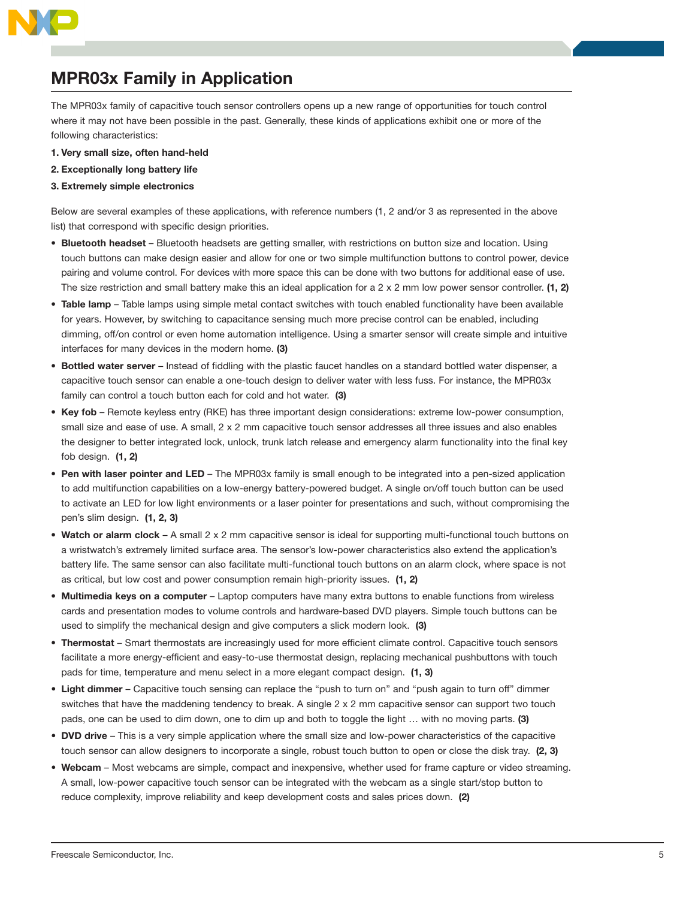# MPR03x Family in Application

The MPR03x family of capacitive touch sensor controllers opens up a new range of opportunities for touch control where it may not have been possible in the past. Generally, these kinds of applications exhibit one or more of the following characteristics:

**1. Very small size, often hand-held**

**2. Exceptionally long battery life**

**3. Extremely simple electronics**

Below are several examples of these applications, with reference numbers (1, 2 and/or 3 as represented in the above list) that correspond with specific design priorities.

- **Bluetooth headset** – Bluetooth headsets are getting smaller, with restrictions on button size and location. Using touch buttons can make design easier and allow for one or two simple multifunction buttons to control power, device pairing and volume control. For devices with more space this can be done with two buttons for additional ease of use. The size restriction and small battery make this an ideal application for a 2 x 2 mm low power sensor controller. **(1, 2)**
- **Table lamp** – Table lamps using simple metal contact switches with touch enabled functionality have been available for years. However, by switching to capacitance sensing much more precise control can be enabled, including dimming, off/on control or even home automation intelligence. Using a smarter sensor will create simple and intuitive interfaces for many devices in the modern home. **(3)**
- **Bottled water server** – Instead of fiddling with the plastic faucet handles on a standard bottled water dispenser, a capacitive touch sensor can enable a one-touch design to deliver water with less fuss. For instance, the MPR03x family can control a touch button each for cold and hot water. **(3)**
- **Key fob** – Remote keyless entry (RKE) has three important design considerations: extreme low-power consumption, small size and ease of use. A small, 2 x 2 mm capacitive touch sensor addresses all three issues and also enables the designer to better integrated lock, unlock, trunk latch release and emergency alarm functionality into the final key fob design. **(1, 2)**
- **Pen with laser pointer and LED** – The MPR03x family is small enough to be integrated into a pen-sized application to add multifunction capabilities on a low-energy battery-powered budget. A single on/off touch button can be used to activate an LED for low light environments or a laser pointer for presentations and such, without compromising the pen's slim design. **(1, 2, 3)**
- **Watch or alarm clock** – A small 2 x 2 mm capacitive sensor is ideal for supporting multi-functional touch buttons on a wristwatch's extremely limited surface area. The sensor's low-power characteristics also extend the application's battery life. The same sensor can also facilitate multi-functional touch buttons on an alarm clock, where space is not as critical, but low cost and power consumption remain high-priority issues. **(1, 2)**
- **Multimedia keys on a computer** – Laptop computers have many extra buttons to enable functions from wireless cards and presentation modes to volume controls and hardware-based DVD players. Simple touch buttons can be used to simplify the mechanical design and give computers a slick modern look. **(3)**
- **Thermostat** – Smart thermostats are increasingly used for more efficient climate control. Capacitive touch sensors facilitate a more energy-efficient and easy-to-use thermostat design, replacing mechanical pushbuttons with touch pads for time, temperature and menu select in a more elegant compact design. **(1, 3)**
- **Light dimmer** – Capacitive touch sensing can replace the "push to turn on" and "push again to turn off" dimmer switches that have the maddening tendency to break. A single 2 x 2 mm capacitive sensor can support two touch pads, one can be used to dim down, one to dim up and both to toggle the light … with no moving parts. **(3)**
- **DVD drive** – This is a very simple application where the small size and low-power characteristics of the capacitive touch sensor can allow designers to incorporate a single, robust touch button to open or close the disk tray. **(2, 3)**
- **Webcam** – Most webcams are simple, compact and inexpensive, whether used for frame capture or video streaming. A small, low-power capacitive touch sensor can be integrated with the webcam as a single start/stop button to reduce complexity, improve reliability and keep development costs and sales prices down. **(2)**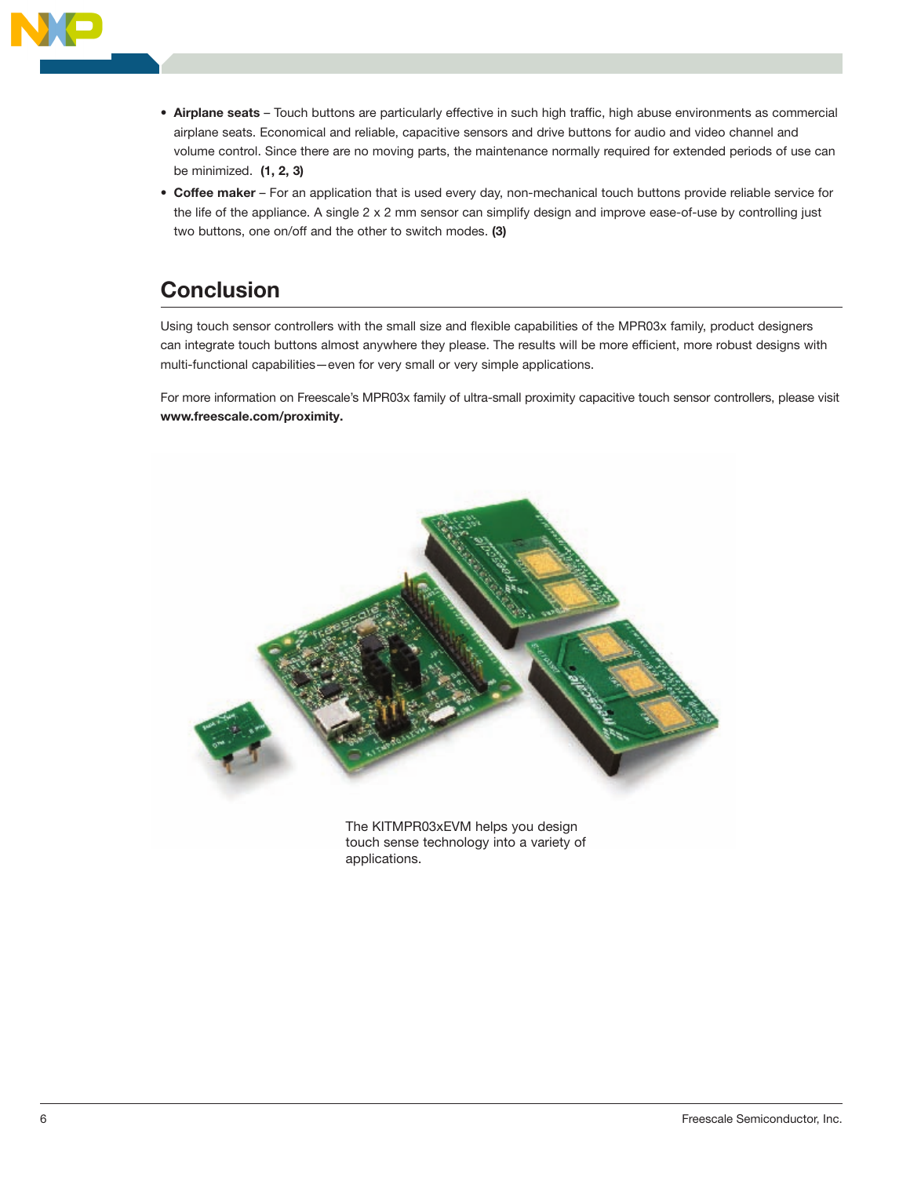- **Airplane seats** – Touch buttons are particularly effective in such high traffic, high abuse environments as commercial airplane seats. Economical and reliable, capacitive sensors and drive buttons for audio and video channel and volume control. Since there are no moving parts, the maintenance normally required for extended periods of use can be minimized. **(1, 2, 3)**
- **Coffee maker** – For an application that is used every day, non-mechanical touch buttons provide reliable service for the life of the appliance. A single 2 x 2 mm sensor can simplify design and improve ease-of-use by controlling just two buttons, one on/off and the other to switch modes. **(3)**

## Conclusion

Using touch sensor controllers with the small size and flexible capabilities of the MPR03x family, product designers can integrate touch buttons almost anywhere they please. The results will be more efficient, more robust designs with multi-functional capabilities—even for very small or very simple applications.

For more information on Freescale's MPR03x family of ultra-small proximity capacitive touch sensor controllers, please visit **www.freescale.com/proximity.**

The KITMPR03xEVM helps you design touch sense technology into a variety of applications.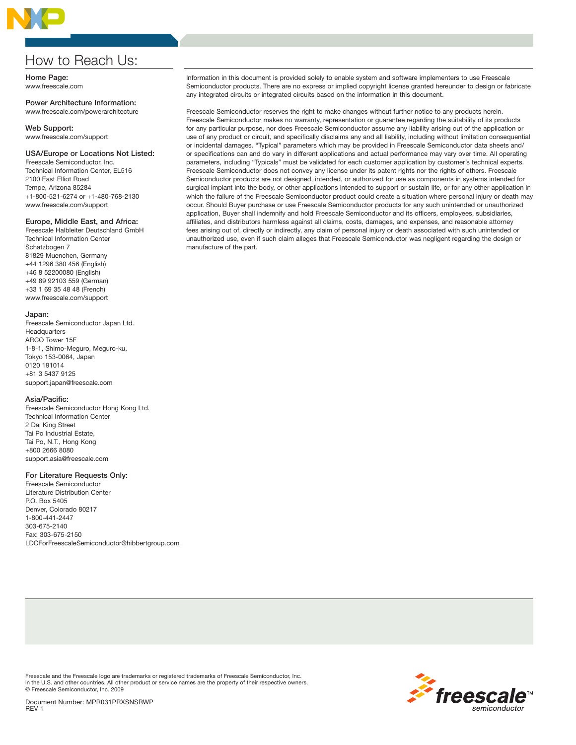# How to Reach Us:

**Home Page:**
www.freescale.com

**Power Architecture Information:**
www.freescale.com/powerarchitecture

**Web Support:**
www.freescale.com/support

**USA/Europe or Locations Not Listed:**
Freescale Semiconductor, Inc.
Technical Information Center, EL516
2100 East Elliot Road
Tempe, Arizona 85284
+1-800-521-6274 or +1-480-768-2130
www.freescale.com/support

**Europe, Middle East, and Africa:**
Freescale Halbleiter Deutschland GmbH
Technical Information Center
Schatzbogen 7
81829 Muenchen, Germany
+44 1296 380 456 (English)
+46 8 52200080 (English)
+49 89 92103 559 (German)
+33 1 69 35 48 48 (French)
www.freescale.com/support

**Japan:**
Freescale Semiconductor Japan Ltd.
Headquarters
ARCO Tower 15F
1-8-1, Shimo-Meguro, Meguro-ku,
Tokyo 153-0064, Japan
0120 191014
+81 3 5437 9125
support.japan@freescale.com

**Asia/Pacific:**
Freescale Semiconductor Hong Kong Ltd.
Technical Information Center
2 Dai King Street
Tai Po Industrial Estate,
Tai Po, N.T., Hong Kong
+800 2666 8080
support.asia@freescale.com

**For Literature Requests Only:**
Freescale Semiconductor
Literature Distribution Center
P.O. Box 5405
Denver, Colorado 80217
1-800-441-2447
303-675-2140
Fax: 303-675-2150
LDCForFreescaleSemiconductor@hibbertgroup.com

Information in this document is provided solely to enable system and software implementers to use Freescale Semiconductor products. There are no express or implied copyright license granted hereunder to design or fabricate any integrated circuits or integrated circuits based on the information in this document.

Freescale Semiconductor reserves the right to make changes without further notice to any products herein. Freescale Semiconductor makes no warranty, representation or guarantee regarding the suitability of its products for any particular purpose, nor does Freescale Semiconductor assume any liability arising out of the application or use of any product or circuit, and specifically disclaims any and all liability, including without limitation consequential or incidental damages. "Typical" parameters which may be provided in Freescale Semiconductor data sheets and/ or specifications can and do vary in different applications and actual performance may vary over time. All operating parameters, including "Typicals" must be validated for each customer application by customer's technical experts. Freescale Semiconductor does not convey any license under its patent rights nor the rights of others. Freescale Semiconductor products are not designed, intended, or authorized for use as components in systems intended for surgical implant into the body, or other applications intended to support or sustain life, or for any other application in which the failure of the Freescale Semiconductor product could create a situation where personal injury or death may occur. Should Buyer purchase or use Freescale Semiconductor products for any such unintended or unauthorized application, Buyer shall indemnify and hold Freescale Semiconductor and its officers, employees, subsidiaries, affiliates, and distributors harmless against all claims, costs, damages, and expenses, and reasonable attorney fees arising out of, directly or indirectly, any claim of personal injury or death associated with such unintended or unauthorized use, even if such claim alleges that Freescale Semiconductor was negligent regarding the design or manufacture of the part.

Freescale and the Freescale logo are trademarks or registered trademarks of Freescale Semiconductor, Inc. in the U.S. and other countries. All other product or service names are the property of their respective owners.
© Freescale Semiconductor, Inc. 2009

Document Number: MPR031PRXSNSRWP
REV 1